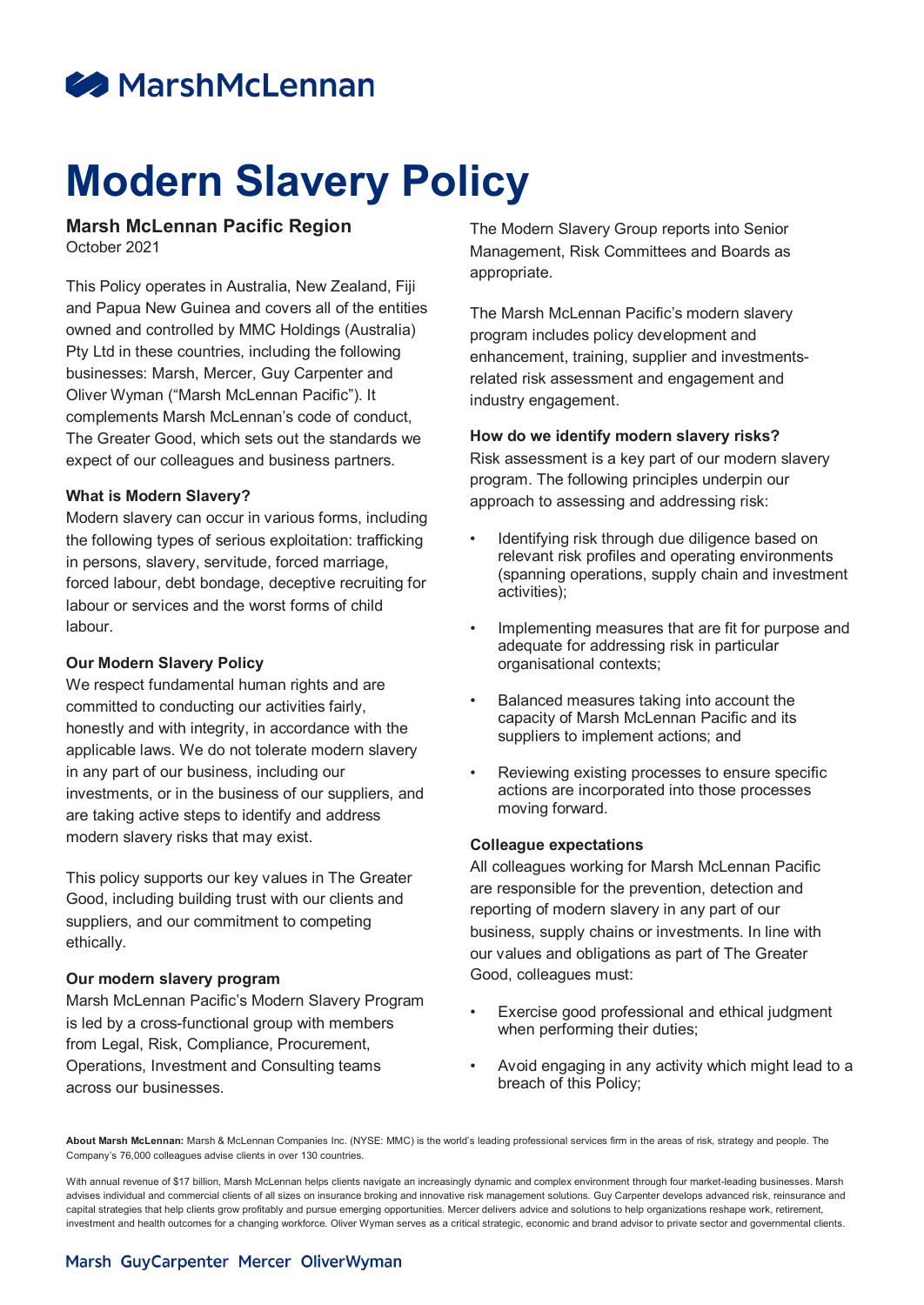# Modern Slavery Policy

## Marsh McLennan Pacific Region

October 2021

This Policy operates in Australia, New Zealand, Fiji and Papua New Guinea and covers all of the entities owned and controlled by MMC Holdings (Australia) Pty Ltd in these countries, including the following businesses: Marsh, Mercer, Guy Carpenter and Oliver Wyman ("Marsh McLennan Pacific"). It complements Marsh McLennan's code of conduct, The Greater Good, which sets out the standards we expect of our colleagues and business partners.

### What is Modern Slavery?

Modern slavery can occur in various forms, including the following types of serious exploitation: trafficking in persons, slavery, servitude, forced marriage, forced labour, debt bondage, deceptive recruiting for labour or services and the worst forms of child labour.

### Our Modern Slavery Policy

We respect fundamental human rights and are committed to conducting our activities fairly, honestly and with integrity, in accordance with the applicable laws. We do not tolerate modern slavery in any part of our business, including our investments, or in the business of our suppliers, and are taking active steps to identify and address modern slavery risks that may exist.

This policy supports our key values in The Greater Good, including building trust with our clients and suppliers, and our commitment to competing ethically.

### Our modern slavery program

Marsh McLennan Pacific's Modern Slavery Program is led by a cross-functional group with members from Legal, Risk, Compliance, Procurement, Operations, Investment and Consulting teams across our businesses.

The Modern Slavery Group reports into Senior Management, Risk Committees and Boards as appropriate.

The Marsh McLennan Pacific's modern slavery program includes policy development and enhancement, training, supplier and investments-related risk assessment and engagement and industry engagement.

### How do we identify modern slavery risks?

Risk assessment is a key part of our modern slavery program. The following principles underpin our approach to assessing and addressing risk:

- Identifying risk through due diligence based on relevant risk profiles and operating environments (spanning operations, supply chain and investment activities);
- Implementing measures that are fit for purpose and adequate for addressing risk in particular organisational contexts;
- Balanced measures taking into account the capacity of Marsh McLennan Pacific and its suppliers to implement actions; and
- Reviewing existing processes to ensure specific actions are incorporated into those processes moving forward.

### Colleague expectations

All colleagues working for Marsh McLennan Pacific are responsible for the prevention, detection and reporting of modern slavery in any part of our business, supply chains or investments. In line with our values and obligations as part of The Greater Good, colleagues must:

- Exercise good professional and ethical judgment when performing their duties;
- Avoid engaging in any activity which might lead to a breach of this Policy;

**About Marsh McLennan:** Marsh & McLennan Companies Inc. (NYSE: MMC) is the world's leading professional services firm in the areas of risk, strategy and people. The Company's 76,000 colleagues advise clients in over 130 countries.

With annual revenue of $17 billion, Marsh McLennan helps clients navigate an increasingly dynamic and complex environment through four market-leading businesses. Marsh advises individual and commercial clients of all sizes on insurance broking and innovative risk management solutions. Guy Carpenter develops advanced risk, reinsurance and capital strategies that help clients grow profitably and pursue emerging opportunities. Mercer delivers advice and solutions to help organizations reshape work, retirement, investment and health outcomes for a changing workforce. Oliver Wyman serves as a critical strategic, economic and brand advisor to private sector and governmental clients.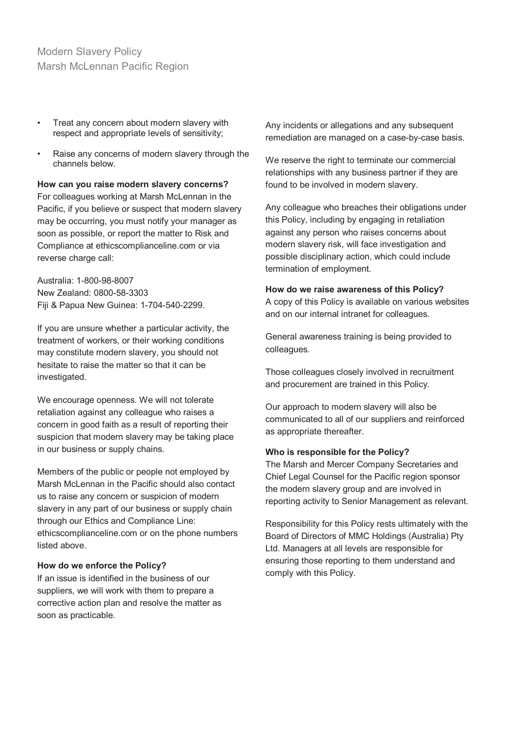- Treat any concern about modern slavery with respect and appropriate levels of sensitivity;
- Raise any concerns of modern slavery through the channels below.

**How can you raise modern slavery concerns?**
For colleagues working at Marsh McLennan in the Pacific, if you believe or suspect that modern slavery may be occurring, you must notify your manager as soon as possible, or report the matter to Risk and Compliance at ethicscomplianceline.com or via reverse charge call:

Australia: 1-800-98-8007
New Zealand: 0800-58-3303
Fiji & Papua New Guinea: 1-704-540-2299.

If you are unsure whether a particular activity, the treatment of workers, or their working conditions may constitute modern slavery, you should not hesitate to raise the matter so that it can be investigated.

We encourage openness. We will not tolerate retaliation against any colleague who raises a concern in good faith as a result of reporting their suspicion that modern slavery may be taking place in our business or supply chains.

Members of the public or people not employed by Marsh McLennan in the Pacific should also contact us to raise any concern or suspicion of modern slavery in any part of our business or supply chain through our Ethics and Compliance Line: ethicscomplianceline.com or on the phone numbers listed above.

**How do we enforce the Policy?**
If an issue is identified in the business of our suppliers, we will work with them to prepare a corrective action plan and resolve the matter as soon as practicable.

Any incidents or allegations and any subsequent remediation are managed on a case-by-case basis.

We reserve the right to terminate our commercial relationships with any business partner if they are found to be involved in modern slavery.

Any colleague who breaches their obligations under this Policy, including by engaging in retaliation against any person who raises concerns about modern slavery risk, will face investigation and possible disciplinary action, which could include termination of employment.

**How do we raise awareness of this Policy?**
A copy of this Policy is available on various websites and on our internal intranet for colleagues.

General awareness training is being provided to colleagues.

Those colleagues closely involved in recruitment and procurement are trained in this Policy.

Our approach to modern slavery will also be communicated to all of our suppliers and reinforced as appropriate thereafter.

**Who is responsible for the Policy?**
The Marsh and Mercer Company Secretaries and Chief Legal Counsel for the Pacific region sponsor the modern slavery group and are involved in reporting activity to Senior Management as relevant.

Responsibility for this Policy rests ultimately with the Board of Directors of MMC Holdings (Australia) Pty Ltd. Managers at all levels are responsible for ensuring those reporting to them understand and comply with this Policy.